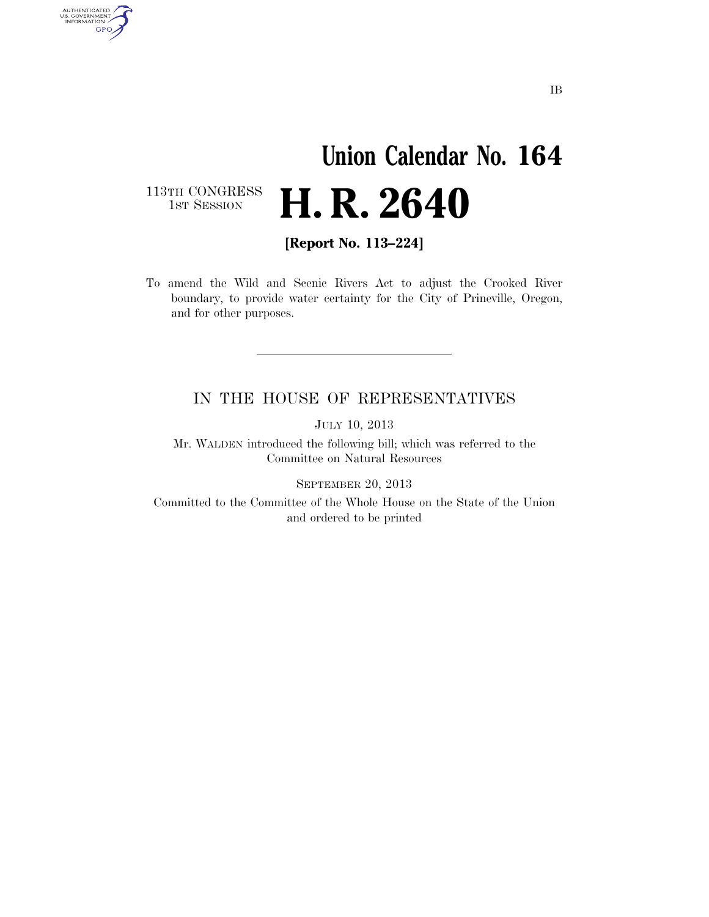IB

# Union Calendar No. 164

113TH CONGRESS
1ST SESSION

# H. R. 2640

**[Report No. 113–224]**

To amend the Wild and Scenic Rivers Act to adjust the Crooked River boundary, to provide water certainty for the City of Prineville, Oregon, and for other purposes.

---

## IN THE HOUSE OF REPRESENTATIVES

JULY 10, 2013

Mr. WALDEN introduced the following bill; which was referred to the Committee on Natural Resources

SEPTEMBER 20, 2013

Committed to the Committee of the Whole House on the State of the Union and ordered to be printed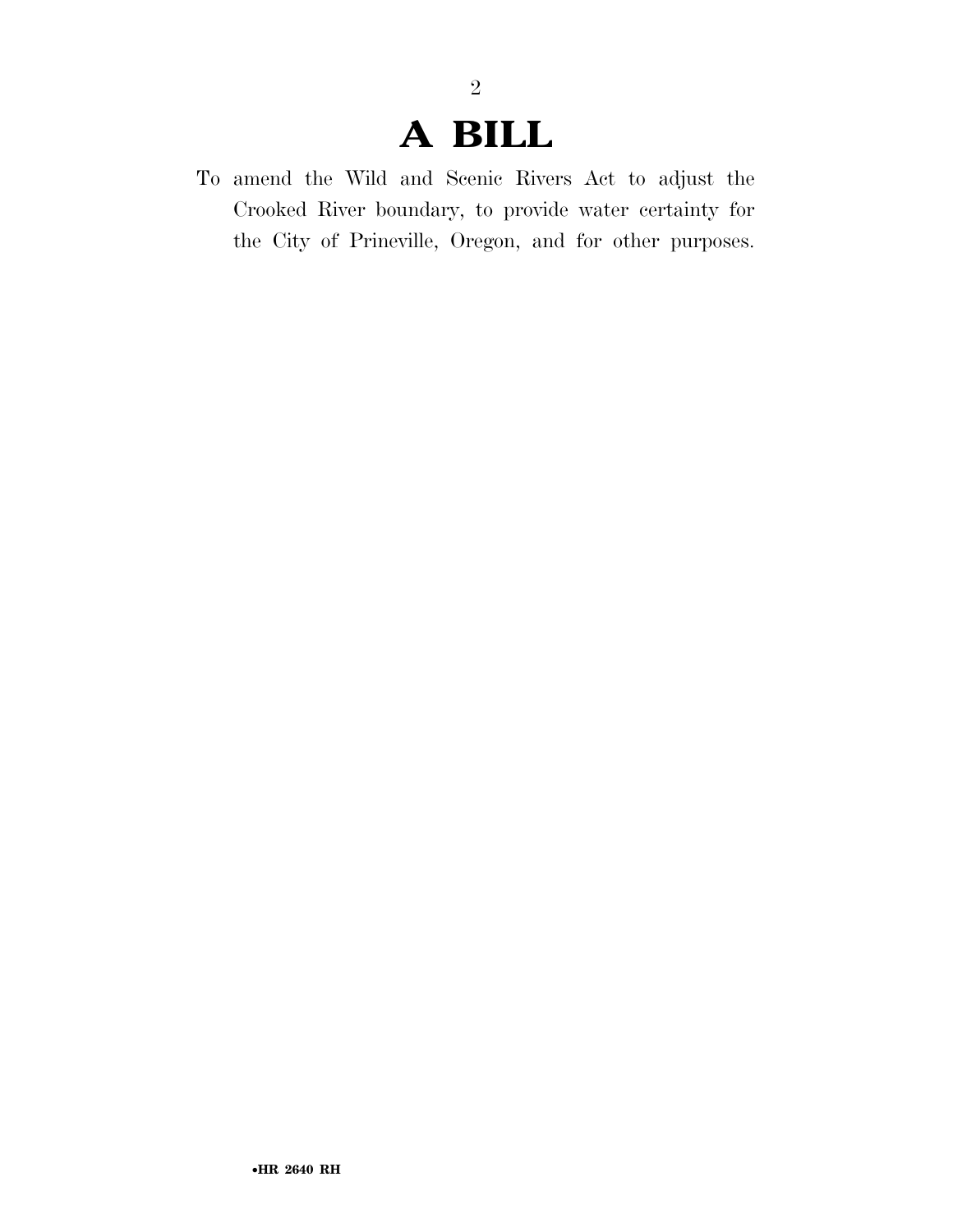# A BILL

To amend the Wild and Scenic Rivers Act to adjust the Crooked River boundary, to provide water certainty for the City of Prineville, Oregon, and for other purposes.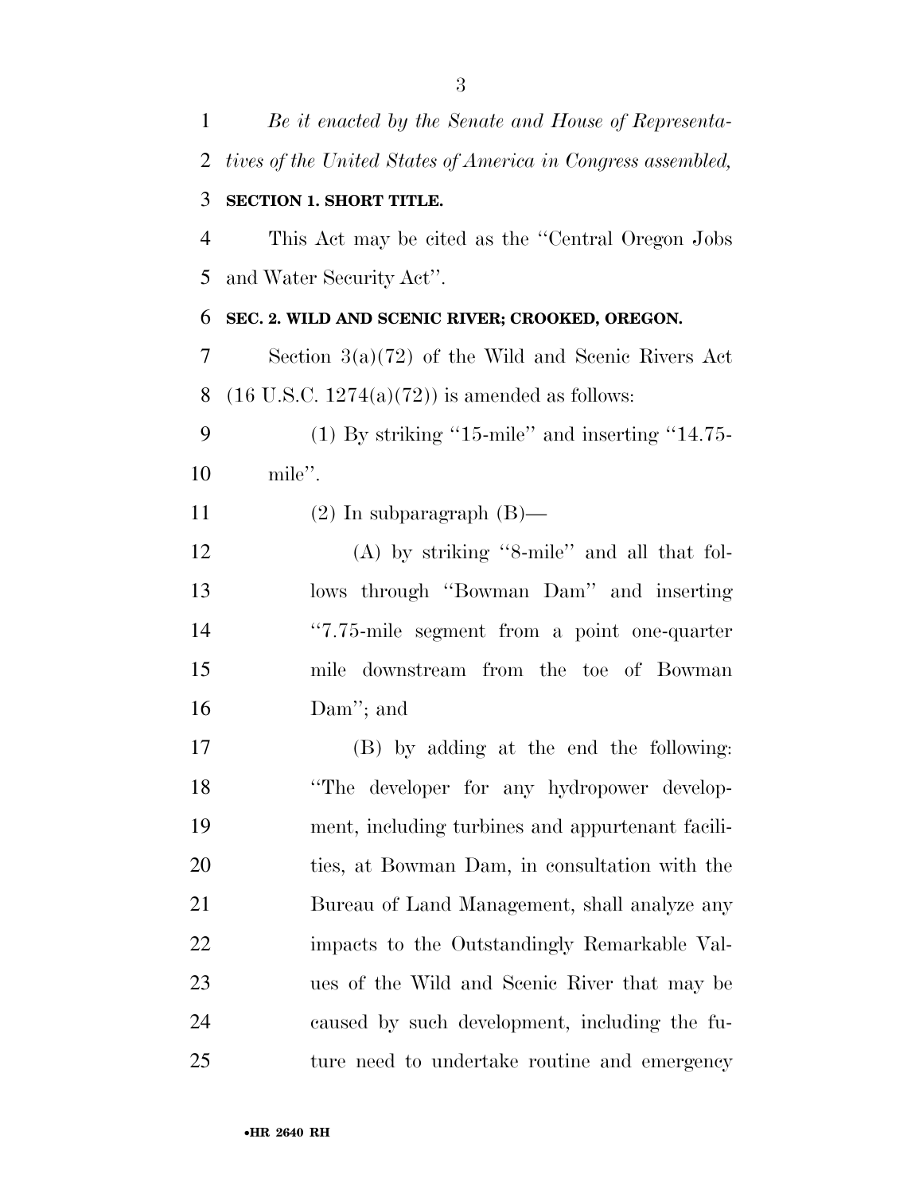*Be it enacted by the Senate and House of Representatives of the United States of America in Congress assembled,*

**SECTION 1. SHORT TITLE.**

This Act may be cited as the ''Central Oregon Jobs and Water Security Act''.

**SEC. 2. WILD AND SCENIC RIVER; CROOKED, OREGON.**

Section 3(a)(72) of the Wild and Scenic Rivers Act (16 U.S.C. 1274(a)(72)) is amended as follows:

(1) By striking ''15-mile'' and inserting ''14.75-mile''.

(2) In subparagraph (B)—

(A) by striking ''8-mile'' and all that follows through ''Bowman Dam'' and inserting ''7.75-mile segment from a point one-quarter mile downstream from the toe of Bowman Dam''; and

(B) by adding at the end the following: ''The developer for any hydropower development, including turbines and appurtenant facilities, at Bowman Dam, in consultation with the Bureau of Land Management, shall analyze any impacts to the Outstandingly Remarkable Values of the Wild and Scenic River that may be caused by such development, including the future need to undertake routine and emergency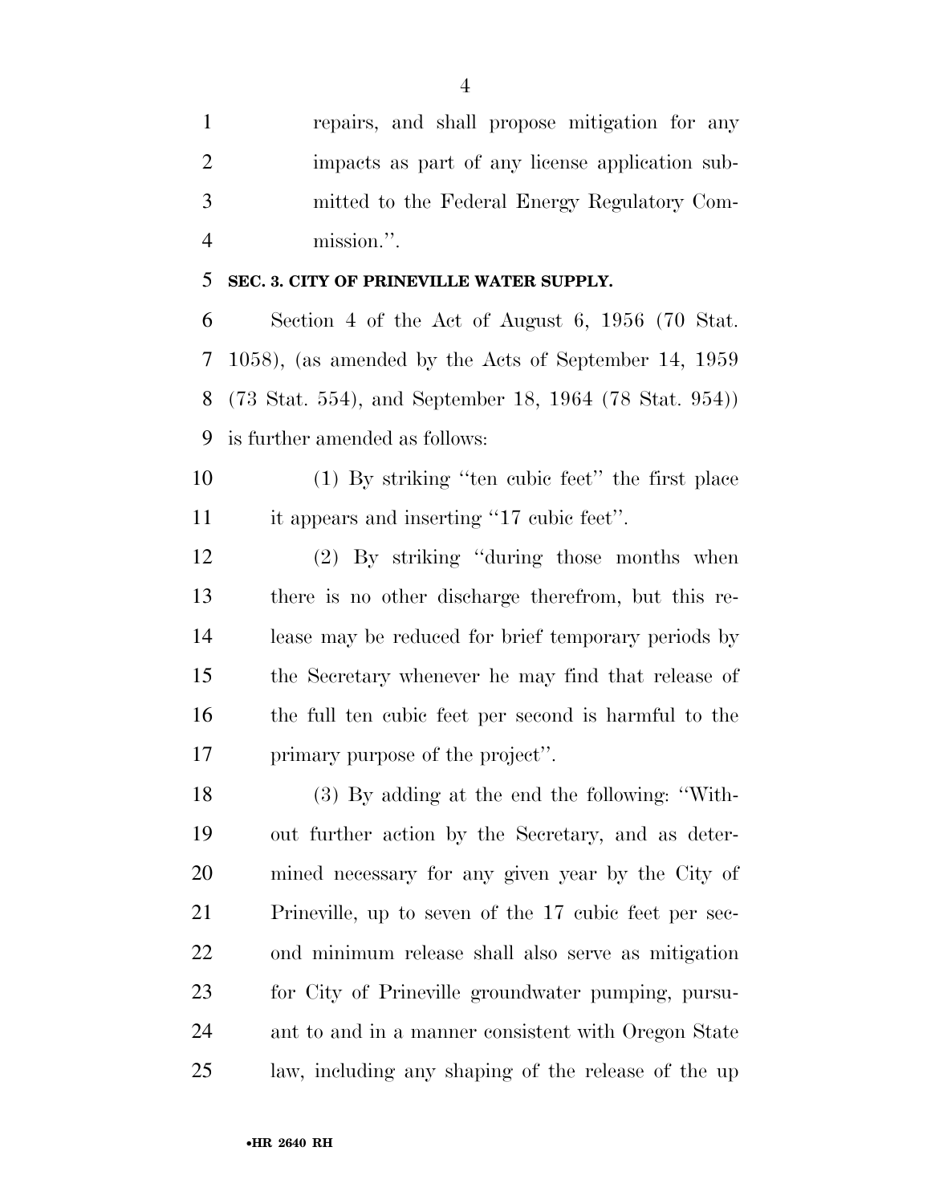repairs, and shall propose mitigation for any impacts as part of any license application submitted to the Federal Energy Regulatory Commission.''.

**SEC. 3. CITY OF PRINEVILLE WATER SUPPLY.**

Section 4 of the Act of August 6, 1956 (70 Stat. 1058), (as amended by the Acts of September 14, 1959 (73 Stat. 554), and September 18, 1964 (78 Stat. 954)) is further amended as follows:

(1) By striking ''ten cubic feet'' the first place it appears and inserting ''17 cubic feet''.

(2) By striking ''during those months when there is no other discharge therefrom, but this release may be reduced for brief temporary periods by the Secretary whenever he may find that release of the full ten cubic feet per second is harmful to the primary purpose of the project''.

(3) By adding at the end the following: ''Without further action by the Secretary, and as determined necessary for any given year by the City of Prineville, up to seven of the 17 cubic feet per second minimum release shall also serve as mitigation for City of Prineville groundwater pumping, pursuant to and in a manner consistent with Oregon State law, including any shaping of the release of the up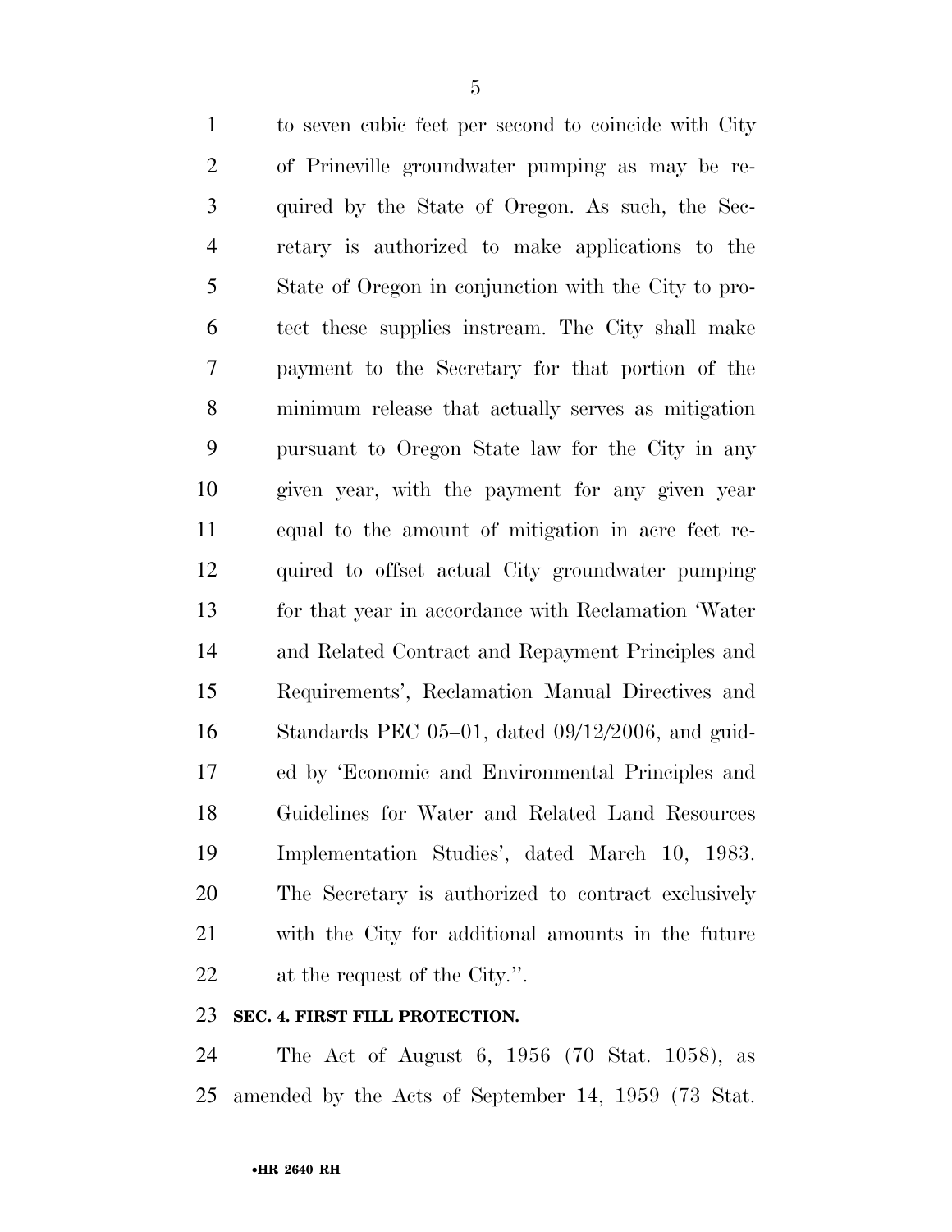to seven cubic feet per second to coincide with City of Prineville groundwater pumping as may be required by the State of Oregon. As such, the Secretary is authorized to make applications to the State of Oregon in conjunction with the City to protect these supplies instream. The City shall make payment to the Secretary for that portion of the minimum release that actually serves as mitigation pursuant to Oregon State law for the City in any given year, with the payment for any given year equal to the amount of mitigation in acre feet required to offset actual City groundwater pumping for that year in accordance with Reclamation 'Water and Related Contract and Repayment Principles and Requirements', Reclamation Manual Directives and Standards PEC 05–01, dated 09/12/2006, and guided by 'Economic and Environmental Principles and Guidelines for Water and Related Land Resources Implementation Studies', dated March 10, 1983. The Secretary is authorized to contract exclusively with the City for additional amounts in the future at the request of the City.''.

**SEC. 4. FIRST FILL PROTECTION.**

The Act of August 6, 1956 (70 Stat. 1058), as amended by the Acts of September 14, 1959 (73 Stat.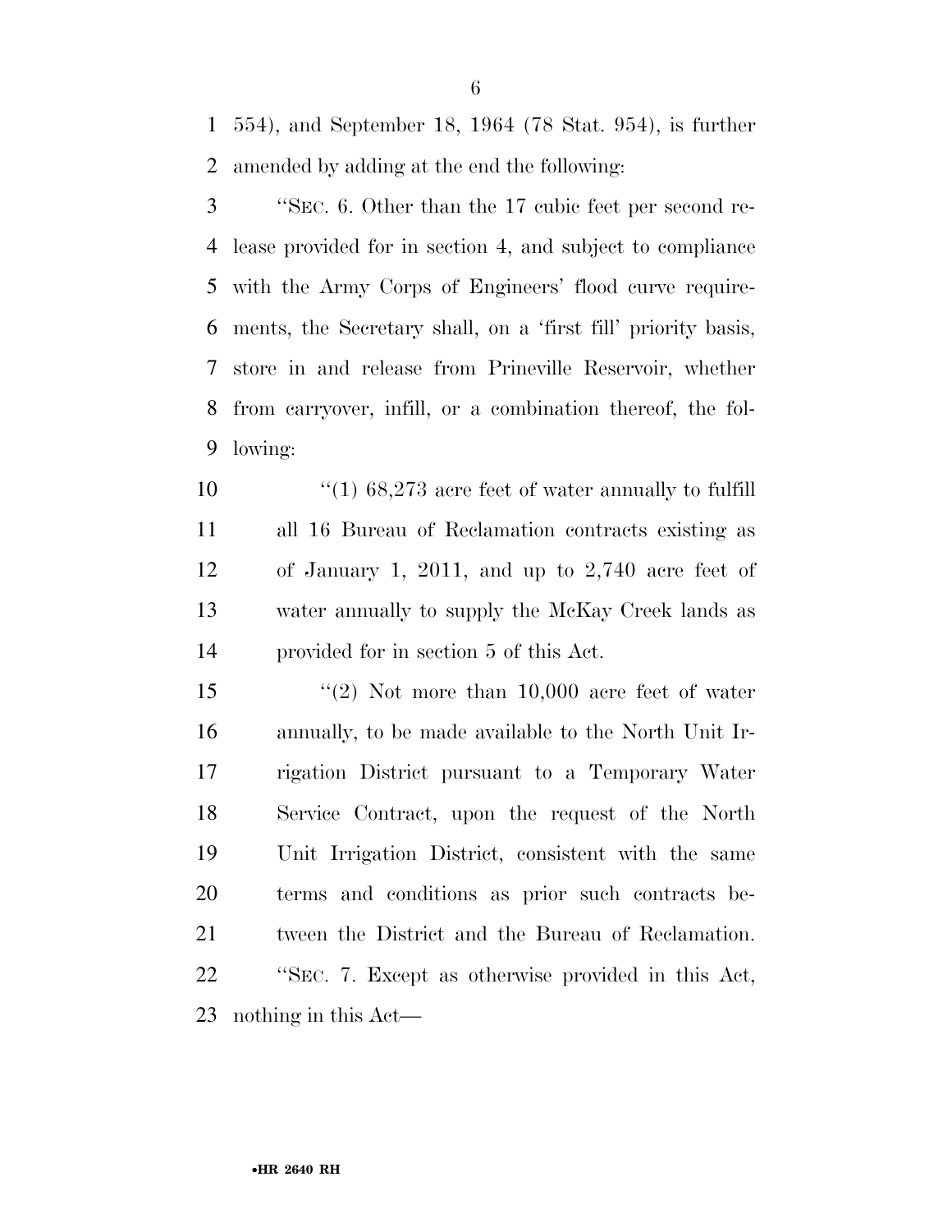554), and September 18, 1964 (78 Stat. 954), is further amended by adding at the end the following:

"SEC. 6. Other than the 17 cubic feet per second release provided for in section 4, and subject to compliance with the Army Corps of Engineers' flood curve requirements, the Secretary shall, on a 'first fill' priority basis, store in and release from Prineville Reservoir, whether from carryover, infill, or a combination thereof, the following:

"(1) 68,273 acre feet of water annually to fulfill all 16 Bureau of Reclamation contracts existing as of January 1, 2011, and up to 2,740 acre feet of water annually to supply the McKay Creek lands as provided for in section 5 of this Act.

"(2) Not more than 10,000 acre feet of water annually, to be made available to the North Unit Irrigation District pursuant to a Temporary Water Service Contract, upon the request of the North Unit Irrigation District, consistent with the same terms and conditions as prior such contracts between the District and the Bureau of Reclamation.

"SEC. 7. Except as otherwise provided in this Act, nothing in this Act—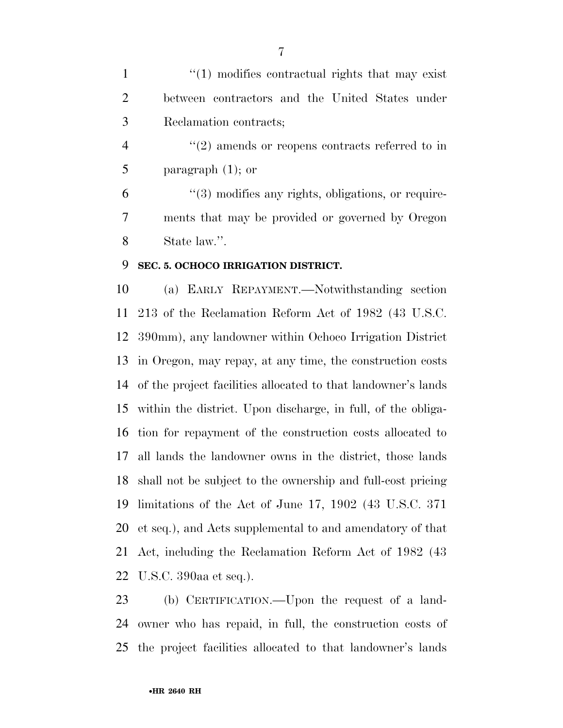''(1) modifies contractual rights that may exist between contractors and the United States under Reclamation contracts;

''(2) amends or reopens contracts referred to in paragraph (1); or

''(3) modifies any rights, obligations, or requirements that may be provided or governed by Oregon State law.''.

**SEC. 5. OCHOCO IRRIGATION DISTRICT.**

(a) EARLY REPAYMENT.—Notwithstanding section 213 of the Reclamation Reform Act of 1982 (43 U.S.C. 390mm), any landowner within Ochoco Irrigation District in Oregon, may repay, at any time, the construction costs of the project facilities allocated to that landowner's lands within the district. Upon discharge, in full, of the obligation for repayment of the construction costs allocated to all lands the landowner owns in the district, those lands shall not be subject to the ownership and full-cost pricing limitations of the Act of June 17, 1902 (43 U.S.C. 371 et seq.), and Acts supplemental to and amendatory of that Act, including the Reclamation Reform Act of 1982 (43 U.S.C. 390aa et seq.).

(b) CERTIFICATION.—Upon the request of a landowner who has repaid, in full, the construction costs of the project facilities allocated to that landowner's lands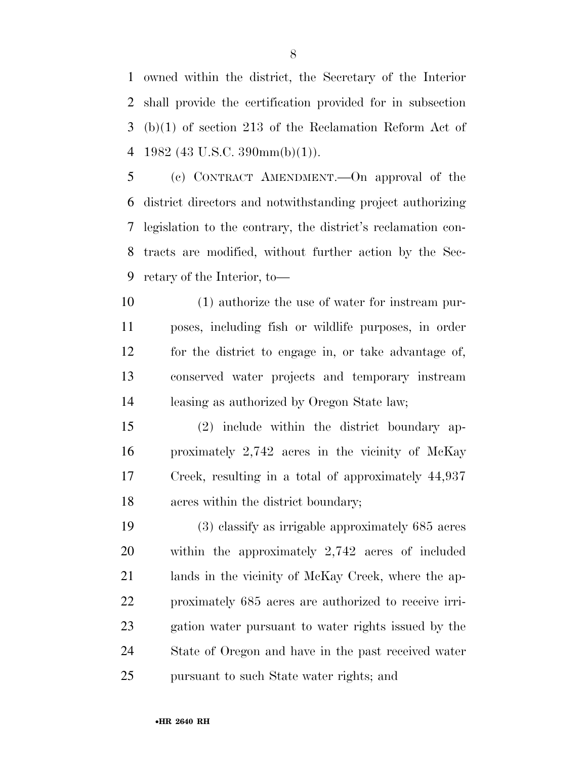owned within the district, the Secretary of the Interior shall provide the certification provided for in subsection (b)(1) of section 213 of the Reclamation Reform Act of 1982 (43 U.S.C. 390mm(b)(1)).

(c) CONTRACT AMENDMENT.—On approval of the district directors and notwithstanding project authorizing legislation to the contrary, the district's reclamation contracts are modified, without further action by the Secretary of the Interior, to—

(1) authorize the use of water for instream purposes, including fish or wildlife purposes, in order for the district to engage in, or take advantage of, conserved water projects and temporary instream leasing as authorized by Oregon State law;

(2) include within the district boundary approximately 2,742 acres in the vicinity of McKay Creek, resulting in a total of approximately 44,937 acres within the district boundary;

(3) classify as irrigable approximately 685 acres within the approximately 2,742 acres of included lands in the vicinity of McKay Creek, where the approximately 685 acres are authorized to receive irrigation water pursuant to water rights issued by the State of Oregon and have in the past received water pursuant to such State water rights; and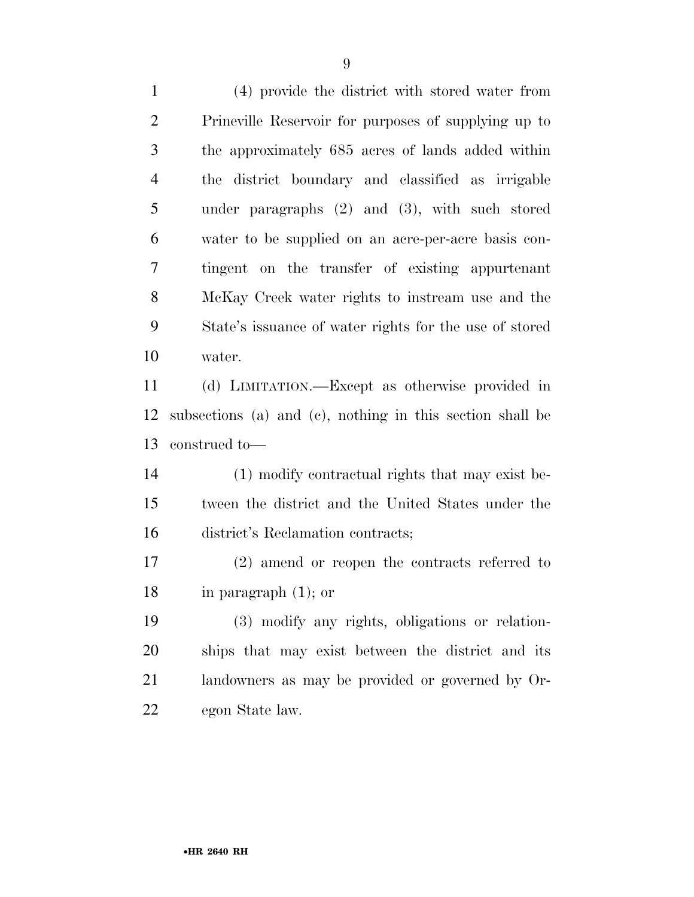(4) provide the district with stored water from Prineville Reservoir for purposes of supplying up to the approximately 685 acres of lands added within the district boundary and classified as irrigable under paragraphs (2) and (3), with such stored water to be supplied on an acre-per-acre basis contingent on the transfer of existing appurtenant McKay Creek water rights to instream use and the State's issuance of water rights for the use of stored water.

(d) LIMITATION.—Except as otherwise provided in subsections (a) and (c), nothing in this section shall be construed to—

(1) modify contractual rights that may exist between the district and the United States under the district's Reclamation contracts;

(2) amend or reopen the contracts referred to in paragraph (1); or

(3) modify any rights, obligations or relationships that may exist between the district and its landowners as may be provided or governed by Oregon State law.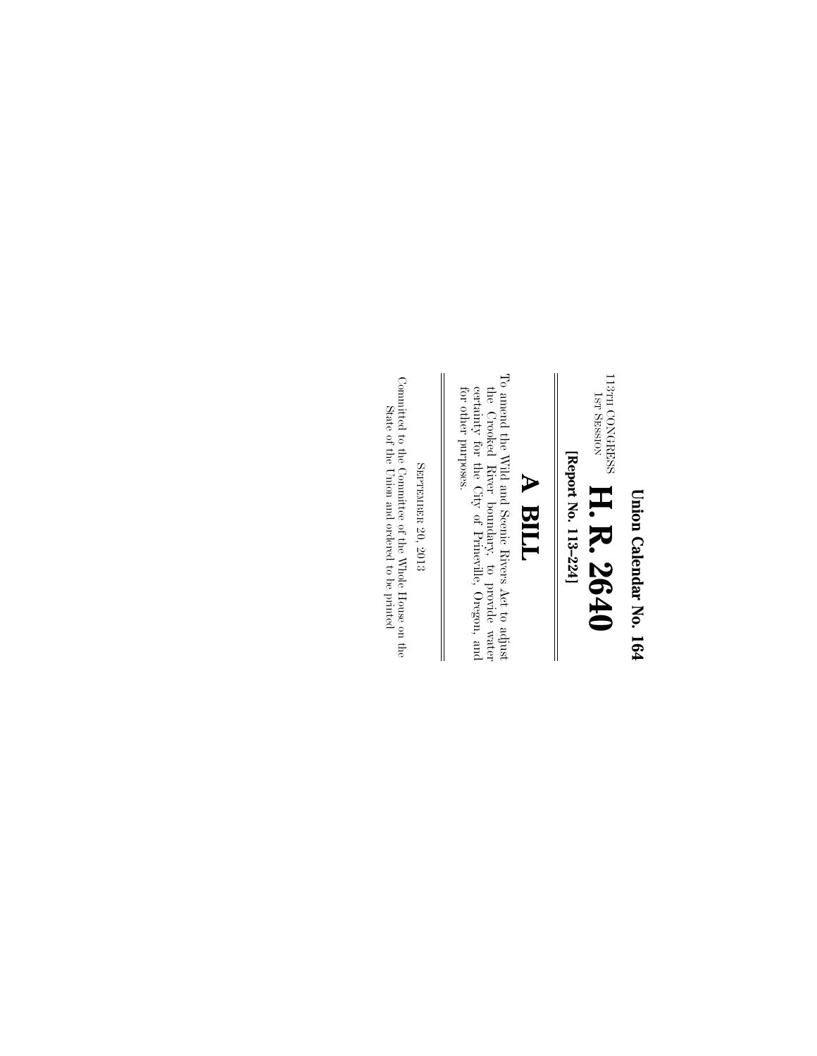# Union Calendar No. 164

113TH CONGRESS
1ST SESSION

# H. R. 2640

**[Report No. 113–224]**

# A BILL

To amend the Wild and Scenic Rivers Act to adjust the Crooked River boundary, to provide water certainty for the City of Prineville, Oregon, and for other purposes.

SEPTEMBER 20, 2013

Committed to the Committee of the Whole House on the State of the Union and ordered to be printed